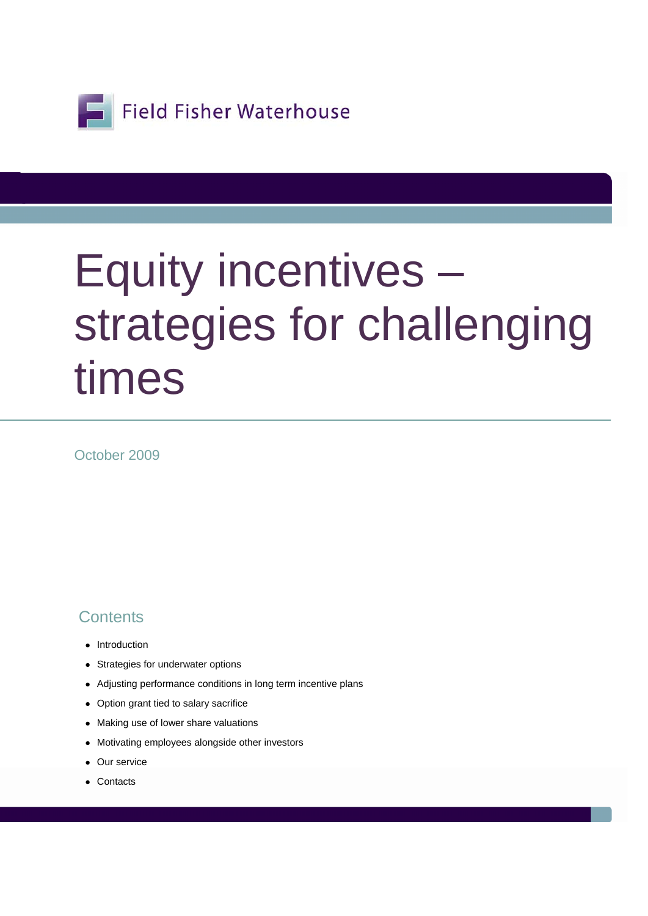Field Fisher Waterhouse

# Equity incentives – strategies for challenging times

October 2009

## Contents

- Introduction
- Strategies for underwater options
- Adjusting performance conditions in long term incentive plans
- Option grant tied to salary sacrifice
- Making use of lower share valuations
- Motivating employees alongside other investors
- Our service
- Contacts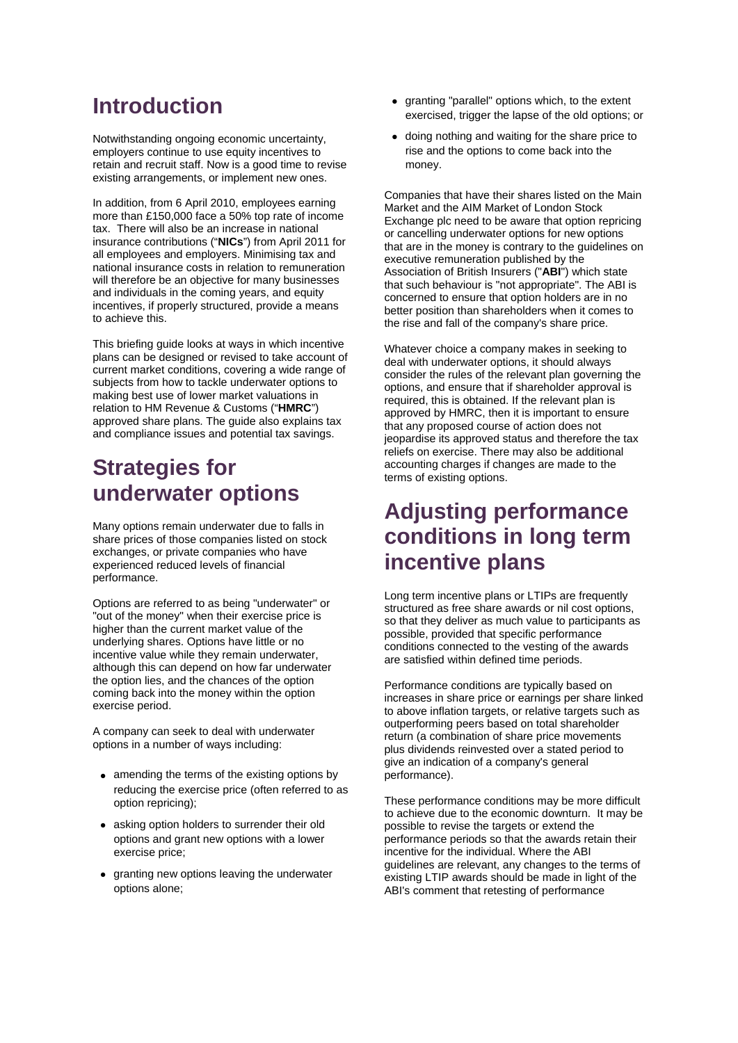# Introduction

Notwithstanding ongoing economic uncertainty, employers continue to use equity incentives to retain and recruit staff. Now is a good time to revise existing arrangements, or implement new ones.

In addition, from 6 April 2010, employees earning more than £150,000 face a 50% top rate of income tax. There will also be an increase in national insurance contributions ("**NICs**") from April 2011 for all employees and employers. Minimising tax and national insurance costs in relation to remuneration will therefore be an objective for many businesses and individuals in the coming years, and equity incentives, if properly structured, provide a means to achieve this.

This briefing guide looks at ways in which incentive plans can be designed or revised to take account of current market conditions, covering a wide range of subjects from how to tackle underwater options to making best use of lower market valuations in relation to HM Revenue & Customs ("**HMRC**") approved share plans. The guide also explains tax and compliance issues and potential tax savings.

# Strategies for underwater options

Many options remain underwater due to falls in share prices of those companies listed on stock exchanges, or private companies who have experienced reduced levels of financial performance.

Options are referred to as being "underwater" or "out of the money" when their exercise price is higher than the current market value of the underlying shares. Options have little or no incentive value while they remain underwater, although this can depend on how far underwater the option lies, and the chances of the option coming back into the money within the option exercise period.

A company can seek to deal with underwater options in a number of ways including:

- amending the terms of the existing options by reducing the exercise price (often referred to as option repricing);
- asking option holders to surrender their old options and grant new options with a lower exercise price;
- granting new options leaving the underwater options alone;
- granting "parallel" options which, to the extent exercised, trigger the lapse of the old options; or
- doing nothing and waiting for the share price to rise and the options to come back into the money.

Companies that have their shares listed on the Main Market and the AIM Market of London Stock Exchange plc need to be aware that option repricing or cancelling underwater options for new options that are in the money is contrary to the guidelines on executive remuneration published by the Association of British Insurers ("**ABI**") which state that such behaviour is "not appropriate". The ABI is concerned to ensure that option holders are in no better position than shareholders when it comes to the rise and fall of the company's share price.

Whatever choice a company makes in seeking to deal with underwater options, it should always consider the rules of the relevant plan governing the options, and ensure that if shareholder approval is required, this is obtained. If the relevant plan is approved by HMRC, then it is important to ensure that any proposed course of action does not jeopardise its approved status and therefore the tax reliefs on exercise. There may also be additional accounting charges if changes are made to the terms of existing options.

# Adjusting performance conditions in long term incentive plans

Long term incentive plans or LTIPs are frequently structured as free share awards or nil cost options, so that they deliver as much value to participants as possible, provided that specific performance conditions connected to the vesting of the awards are satisfied within defined time periods.

Performance conditions are typically based on increases in share price or earnings per share linked to above inflation targets, or relative targets such as outperforming peers based on total shareholder return (a combination of share price movements plus dividends reinvested over a stated period to give an indication of a company's general performance).

These performance conditions may be more difficult to achieve due to the economic downturn. It may be possible to revise the targets or extend the performance periods so that the awards retain their incentive for the individual. Where the ABI guidelines are relevant, any changes to the terms of existing LTIP awards should be made in light of the ABI's comment that retesting of performance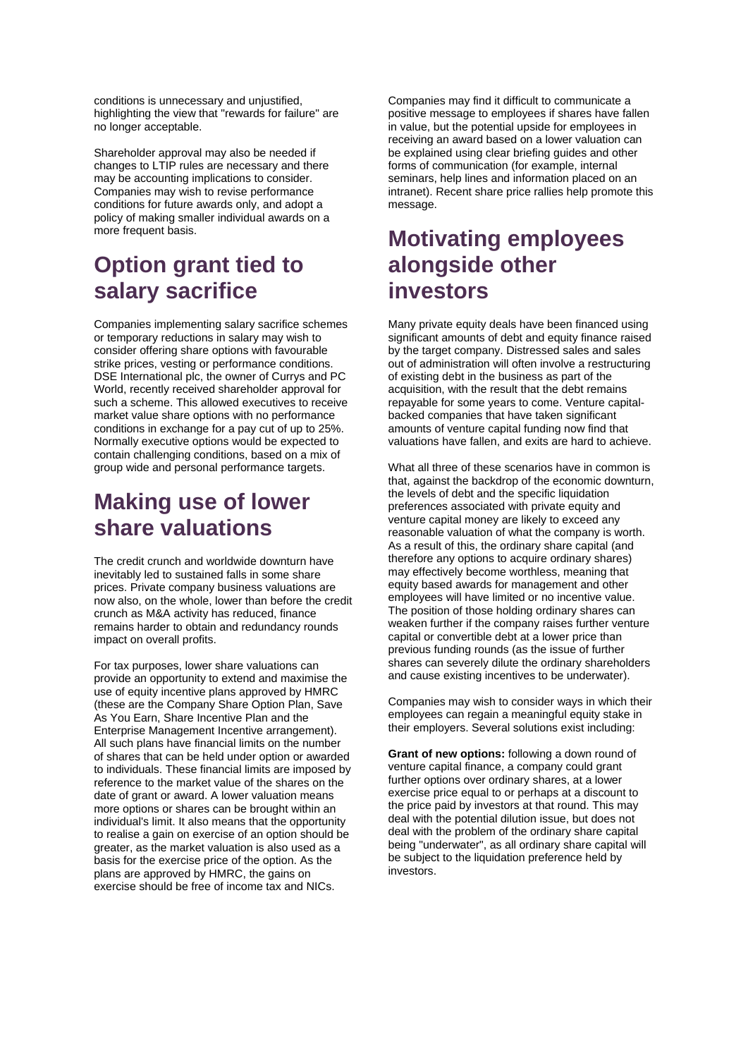conditions is unnecessary and unjustified, highlighting the view that "rewards for failure" are no longer acceptable.

Shareholder approval may also be needed if changes to LTIP rules are necessary and there may be accounting implications to consider. Companies may wish to revise performance conditions for future awards only, and adopt a policy of making smaller individual awards on a more frequent basis.

## Option grant tied to salary sacrifice

Companies implementing salary sacrifice schemes or temporary reductions in salary may wish to consider offering share options with favourable strike prices, vesting or performance conditions. DSE International plc, the owner of Currys and PC World, recently received shareholder approval for such a scheme. This allowed executives to receive market value share options with no performance conditions in exchange for a pay cut of up to 25%. Normally executive options would be expected to contain challenging conditions, based on a mix of group wide and personal performance targets.

## Making use of lower share valuations

The credit crunch and worldwide downturn have inevitably led to sustained falls in some share prices. Private company business valuations are now also, on the whole, lower than before the credit crunch as M&A activity has reduced, finance remains harder to obtain and redundancy rounds impact on overall profits.

For tax purposes, lower share valuations can provide an opportunity to extend and maximise the use of equity incentive plans approved by HMRC (these are the Company Share Option Plan, Save As You Earn, Share Incentive Plan and the Enterprise Management Incentive arrangement). All such plans have financial limits on the number of shares that can be held under option or awarded to individuals. These financial limits are imposed by reference to the market value of the shares on the date of grant or award. A lower valuation means more options or shares can be brought within an individual's limit. It also means that the opportunity to realise a gain on exercise of an option should be greater, as the market valuation is also used as a basis for the exercise price of the option. As the plans are approved by HMRC, the gains on exercise should be free of income tax and NICs.

Companies may find it difficult to communicate a positive message to employees if shares have fallen in value, but the potential upside for employees in receiving an award based on a lower valuation can be explained using clear briefing guides and other forms of communication (for example, internal seminars, help lines and information placed on an intranet). Recent share price rallies help promote this message.

## Motivating employees alongside other investors

Many private equity deals have been financed using significant amounts of debt and equity finance raised by the target company. Distressed sales and sales out of administration will often involve a restructuring of existing debt in the business as part of the acquisition, with the result that the debt remains repayable for some years to come. Venture capital-backed companies that have taken significant amounts of venture capital funding now find that valuations have fallen, and exits are hard to achieve.

What all three of these scenarios have in common is that, against the backdrop of the economic downturn, the levels of debt and the specific liquidation preferences associated with private equity and venture capital money are likely to exceed any reasonable valuation of what the company is worth. As a result of this, the ordinary share capital (and therefore any options to acquire ordinary shares) may effectively become worthless, meaning that equity based awards for management and other employees will have limited or no incentive value. The position of those holding ordinary shares can weaken further if the company raises further venture capital or convertible debt at a lower price than previous funding rounds (as the issue of further shares can severely dilute the ordinary shareholders and cause existing incentives to be underwater).

Companies may wish to consider ways in which their employees can regain a meaningful equity stake in their employers. Several solutions exist including:

**Grant of new options:** following a down round of venture capital finance, a company could grant further options over ordinary shares, at a lower exercise price equal to or perhaps at a discount to the price paid by investors at that round. This may deal with the potential dilution issue, but does not deal with the problem of the ordinary share capital being "underwater", as all ordinary share capital will be subject to the liquidation preference held by investors.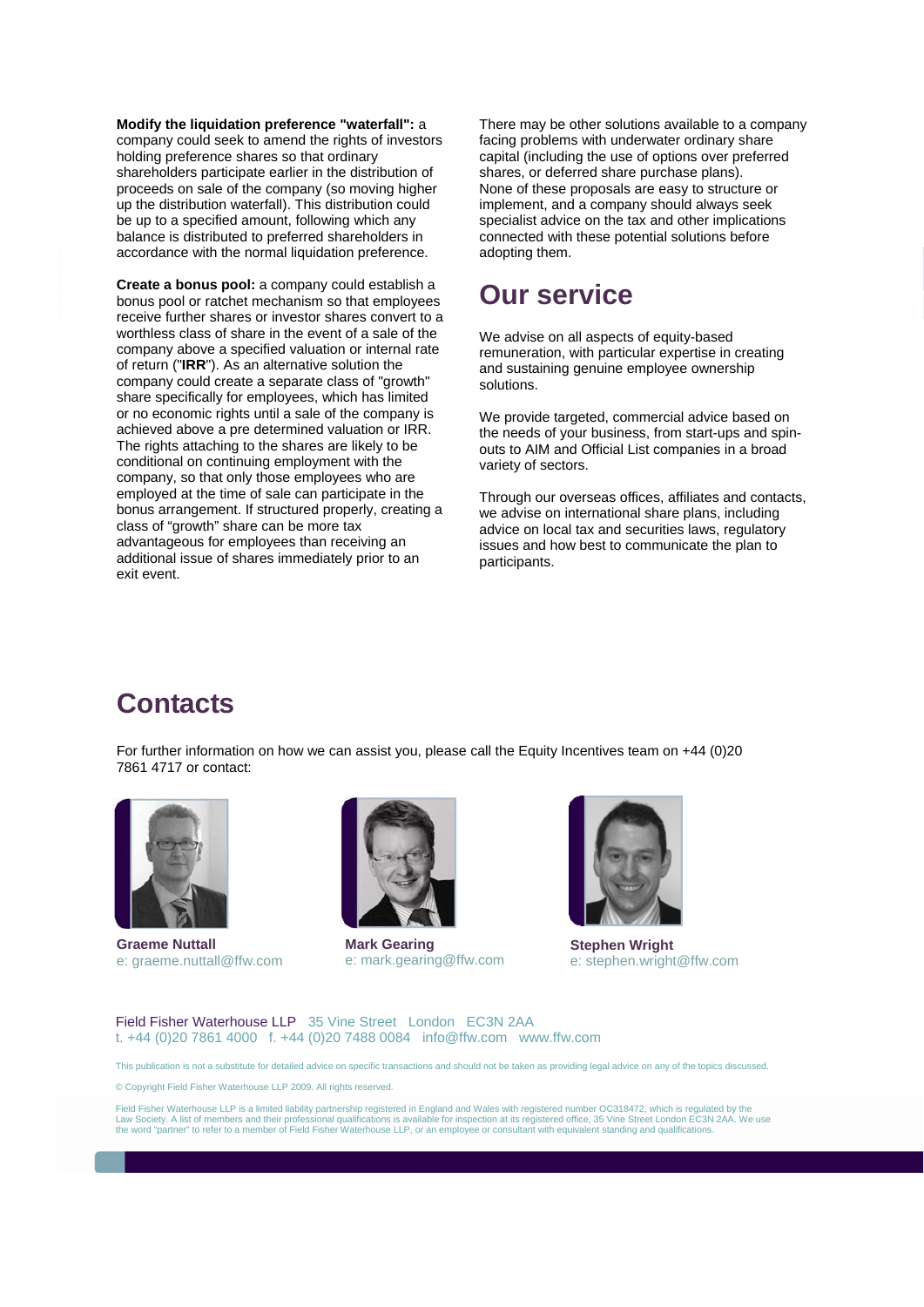**Modify the liquidation preference "waterfall":** a company could seek to amend the rights of investors holding preference shares so that ordinary shareholders participate earlier in the distribution of proceeds on sale of the company (so moving higher up the distribution waterfall). This distribution could be up to a specified amount, following which any balance is distributed to preferred shareholders in accordance with the normal liquidation preference.

**Create a bonus pool:** a company could establish a bonus pool or ratchet mechanism so that employees receive further shares or investor shares convert to a worthless class of share in the event of a sale of the company above a specified valuation or internal rate of return ("**IRR**"). As an alternative solution the company could create a separate class of "growth" share specifically for employees, which has limited or no economic rights until a sale of the company is achieved above a pre determined valuation or IRR. The rights attaching to the shares are likely to be conditional on continuing employment with the company, so that only those employees who are employed at the time of sale can participate in the bonus arrangement. If structured properly, creating a class of "growth" share can be more tax advantageous for employees than receiving an additional issue of shares immediately prior to an exit event.

There may be other solutions available to a company facing problems with underwater ordinary share capital (including the use of options over preferred shares, or deferred share purchase plans). None of these proposals are easy to structure or implement, and a company should always seek specialist advice on the tax and other implications connected with these potential solutions before adopting them.

## Our service

We advise on all aspects of equity-based remuneration, with particular expertise in creating and sustaining genuine employee ownership solutions.

We provide targeted, commercial advice based on the needs of your business, from start-ups and spin-outs to AIM and Official List companies in a broad variety of sectors.

Through our overseas offices, affiliates and contacts, we advise on international share plans, including advice on local tax and securities laws, regulatory issues and how best to communicate the plan to participants.

## Contacts

For further information on how we can assist you, please call the Equity Incentives team on +44 (0)20 7861 4717 or contact:

**Graeme Nuttall**
e: graeme.nuttall@ffw.com

**Mark Gearing**
e: mark.gearing@ffw.com

**Stephen Wright**
e: stephen.wright@ffw.com

Field Fisher Waterhouse LLP 35 Vine Street London EC3N 2AA
t. +44 (0)20 7861 4000 f. +44 (0)20 7488 0084 info@ffw.com www.ffw.com

This publication is not a substitute for detailed advice on specific transactions and should not be taken as providing legal advice on any of the topics discussed.

© Copyright Field Fisher Waterhouse LLP 2009. All rights reserved.

Field Fisher Waterhouse LLP is a limited liability partnership registered in England and Wales with registered number OC318472, which is regulated by the Law Society. A list of members and their professional qualifications is available for inspection at its registered office, 35 Vine Street London EC3N 2AA. We use the word "partner" to refer to a member of Field Fisher Waterhouse LLP, or an employee or consultant with equivalent standing and qualifications.